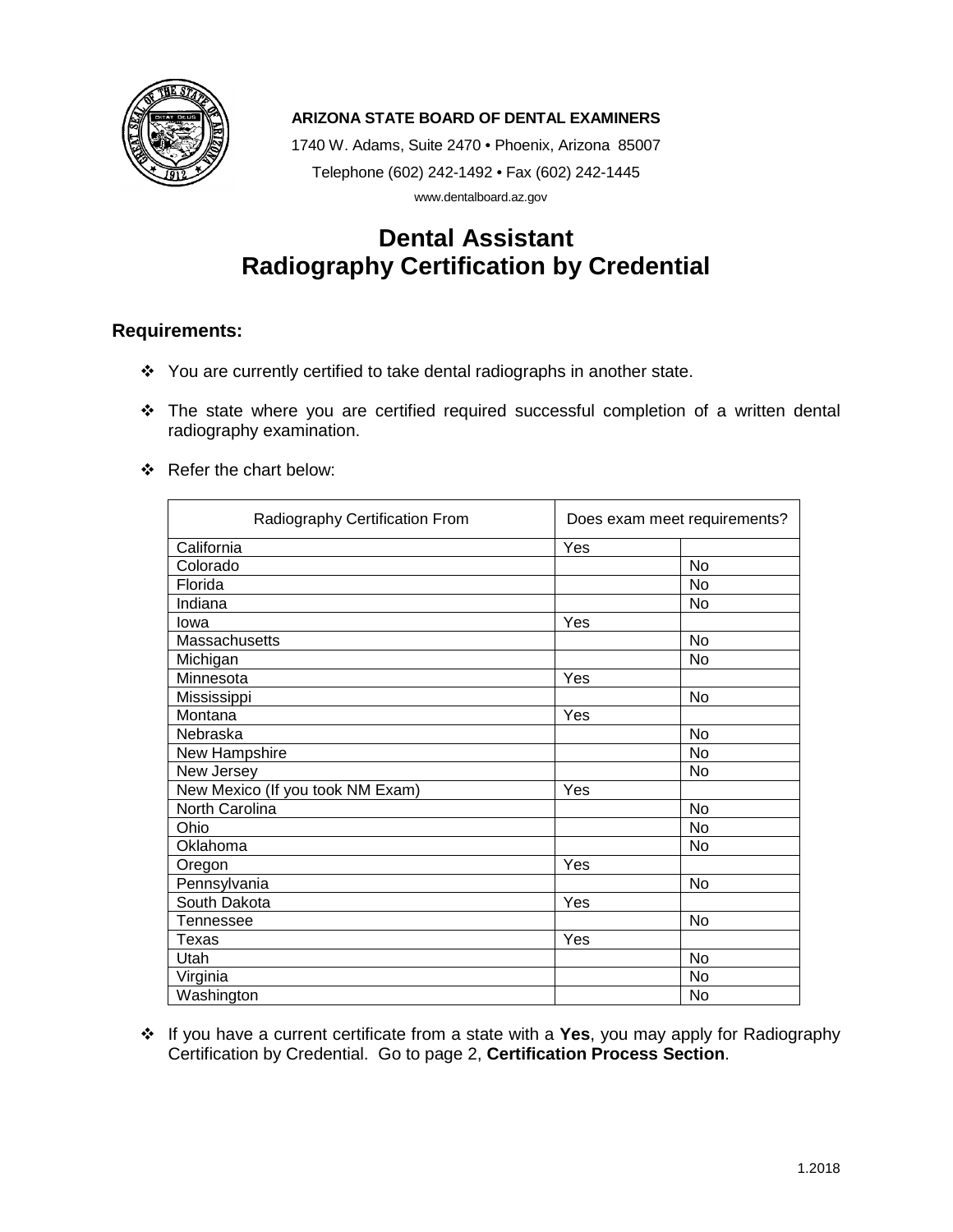**ARIZONA STATE BOARD OF DENTAL EXAMINERS**

1740 W. Adams, Suite 2470 • Phoenix, Arizona 85007

Telephone (602) 242-1492 • Fax (602) 242-1445

www.dentalboard.az.gov

# Dental Assistant
# Radiography Certification by Credential

## Requirements:

- ❖ You are currently certified to take dental radiographs in another state.
- ❖ The state where you are certified required successful completion of a written dental radiography examination.
- ❖ Refer the chart below:

| Radiography Certification From | Does exam meet requirements? | |
|---|---|---|
| California | Yes | |
| Colorado | | No |
| Florida | | No |
| Indiana | | No |
| Iowa | Yes | |
| Massachusetts | | No |
| Michigan | | No |
| Minnesota | Yes | |
| Mississippi | | No |
| Montana | Yes | |
| Nebraska | | No |
| New Hampshire | | No |
| New Jersey | | No |
| New Mexico (If you took NM Exam) | Yes | |
| North Carolina | | No |
| Ohio | | No |
| Oklahoma | | No |
| Oregon | Yes | |
| Pennsylvania | | No |
| South Dakota | Yes | |
| Tennessee | | No |
| Texas | Yes | |
| Utah | | No |
| Virginia | | No |
| Washington | | No |

- ❖ If you have a current certificate from a state with a **Yes**, you may apply for Radiography Certification by Credential. Go to page 2, **Certification Process Section**.

1.2018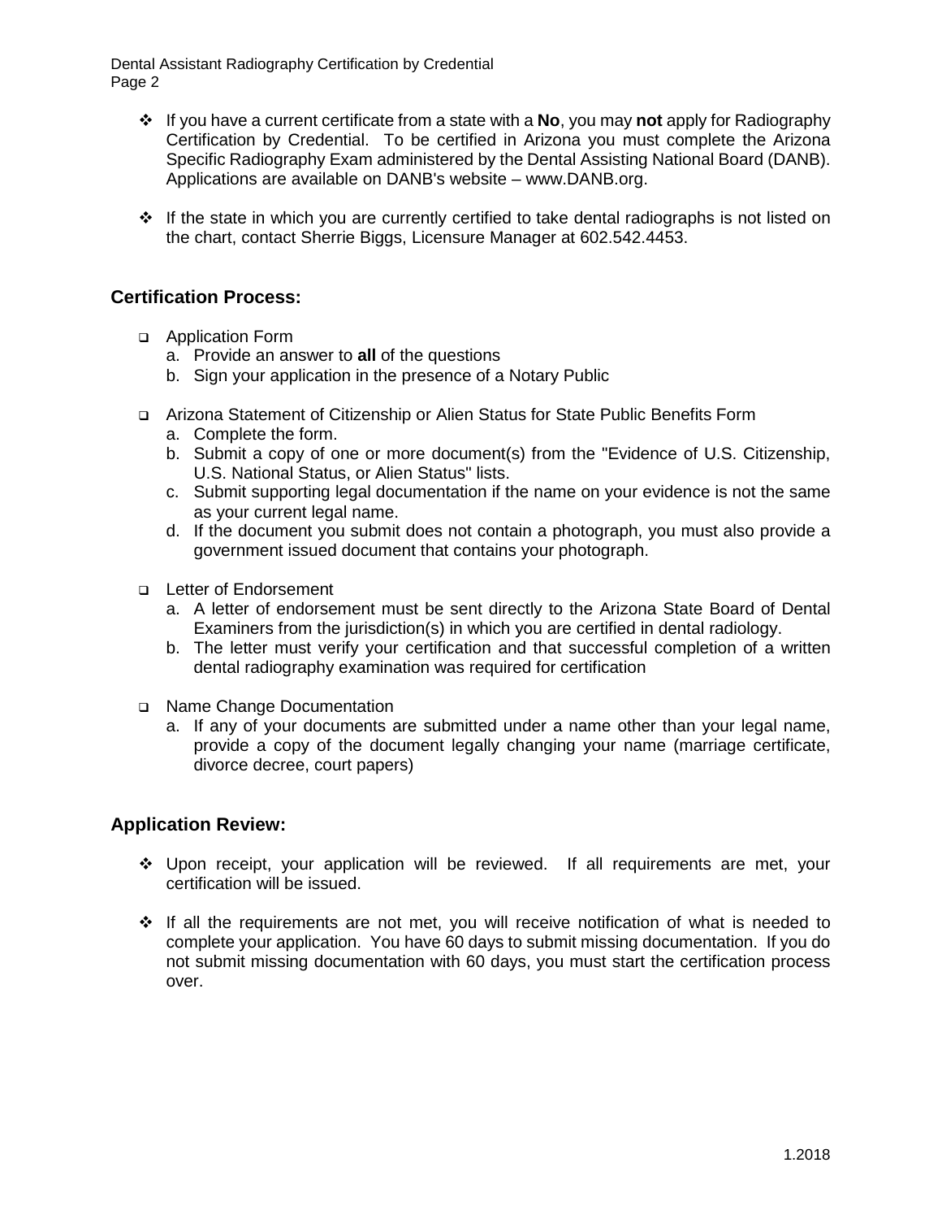- If you have a current certificate from a state with a **No**, you may **not** apply for Radiography Certification by Credential. To be certified in Arizona you must complete the Arizona Specific Radiography Exam administered by the Dental Assisting National Board (DANB). Applications are available on DANB's website – www.DANB.org.

- If the state in which you are currently certified to take dental radiographs is not listed on the chart, contact Sherrie Biggs, Licensure Manager at 602.542.4453.

## Certification Process:

- Application Form
  - a. Provide an answer to **all** of the questions
  - b. Sign your application in the presence of a Notary Public

- Arizona Statement of Citizenship or Alien Status for State Public Benefits Form
  - a. Complete the form.
  - b. Submit a copy of one or more document(s) from the "Evidence of U.S. Citizenship, U.S. National Status, or Alien Status" lists.
  - c. Submit supporting legal documentation if the name on your evidence is not the same as your current legal name.
  - d. If the document you submit does not contain a photograph, you must also provide a government issued document that contains your photograph.

- Letter of Endorsement
  - a. A letter of endorsement must be sent directly to the Arizona State Board of Dental Examiners from the jurisdiction(s) in which you are certified in dental radiology.
  - b. The letter must verify your certification and that successful completion of a written dental radiography examination was required for certification

- Name Change Documentation
  - a. If any of your documents are submitted under a name other than your legal name, provide a copy of the document legally changing your name (marriage certificate, divorce decree, court papers)

## Application Review:

- Upon receipt, your application will be reviewed. If all requirements are met, your certification will be issued.

- If all the requirements are not met, you will receive notification of what is needed to complete your application. You have 60 days to submit missing documentation. If you do not submit missing documentation with 60 days, you must start the certification process over.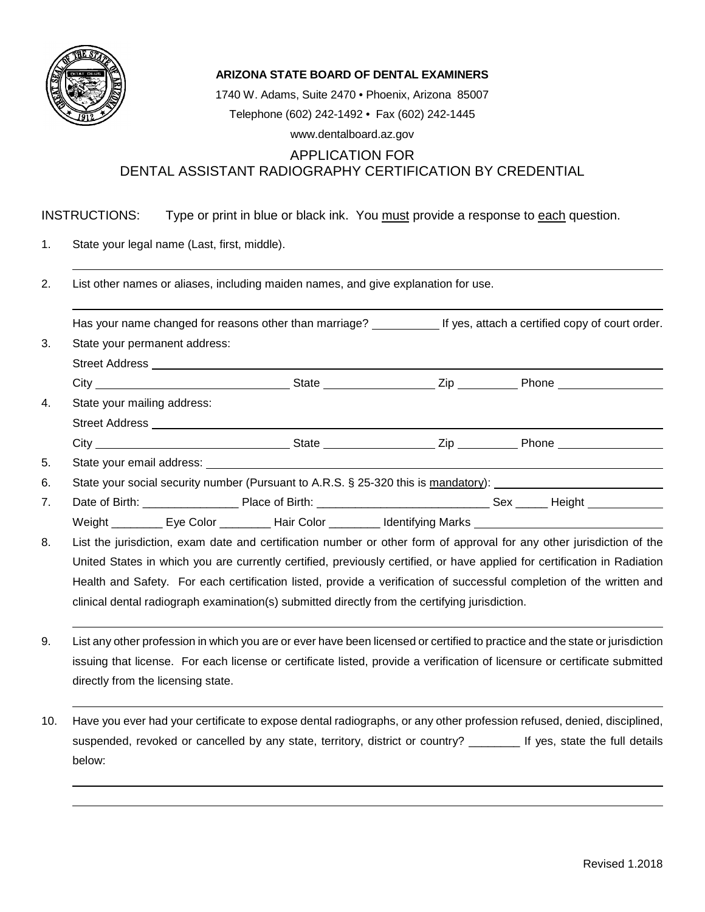**ARIZONA STATE BOARD OF DENTAL EXAMINERS**

1740 W. Adams, Suite 2470 • Phoenix, Arizona 85007

Telephone (602) 242-1492 • Fax (602) 242-1445

www.dentalboard.az.gov

# APPLICATION FOR DENTAL ASSISTANT RADIOGRAPHY CERTIFICATION BY CREDENTIAL

INSTRUCTIONS: Type or print in blue or black ink. You must provide a response to each question.

1. State your legal name (Last, first, middle).

   ______________________________________________________________________

2. List other names or aliases, including maiden names, and give explanation for use.

   ______________________________________________________________________

   Has your name changed for reasons other than marriage? __________ If yes, attach a certified copy of court order.

3. State your permanent address:

   Street Address ______________________________________________________________

   City ______________________ State ______________ Zip ________ Phone ______________

4. State your mailing address:

   Street Address ______________________________________________________________

   City ______________________ State ______________ Zip ________ Phone ______________

5. State your email address: ______________________________________________________

6. State your social security number (Pursuant to A.R.S. § 25-320 this is mandatory): ____________________

7. Date of Birth: _______________ Place of Birth: ___________________________ Sex _____ Height ___________

   Weight ________ Eye Color ________ Hair Color ________ Identifying Marks __________________________

8. List the jurisdiction, exam date and certification number or other form of approval for any other jurisdiction of the United States in which you are currently certified, previously certified, or have applied for certification in Radiation Health and Safety. For each certification listed, provide a verification of successful completion of the written and clinical dental radiograph examination(s) submitted directly from the certifying jurisdiction.

   ______________________________________________________________________

9. List any other profession in which you are or ever have been licensed or certified to practice and the state or jurisdiction issuing that license. For each license or certificate listed, provide a verification of licensure or certificate submitted directly from the licensing state.

   ______________________________________________________________________

10. Have you ever had your certificate to expose dental radiographs, or any other profession refused, denied, disciplined, suspended, revoked or cancelled by any state, territory, district or country? ________ If yes, state the full details below:

    ______________________________________________________________________

    ______________________________________________________________________

Revised 1.2018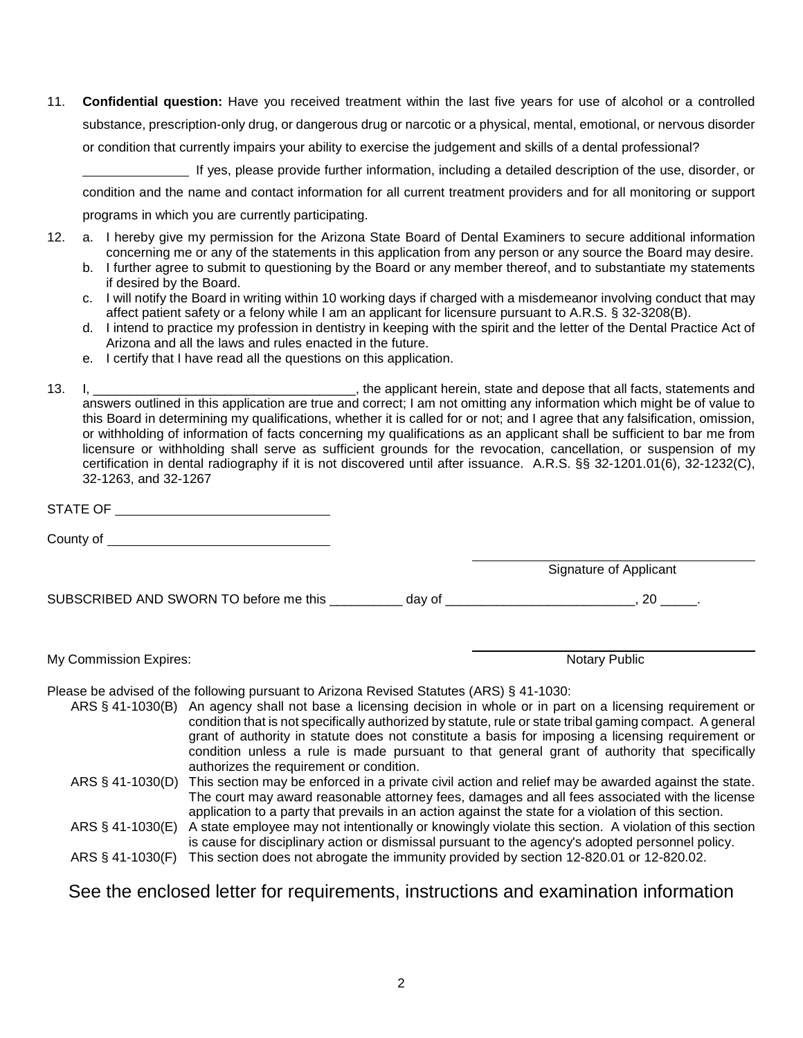11. **Confidential question:** Have you received treatment within the last five years for use of alcohol or a controlled substance, prescription-only drug, or dangerous drug or narcotic or a physical, mental, emotional, or nervous disorder or condition that currently impairs your ability to exercise the judgement and skills of a dental professional?

    ______________ If yes, please provide further information, including a detailed description of the use, disorder, or condition and the name and contact information for all current treatment providers and for all monitoring or support programs in which you are currently participating.

12. a. I hereby give my permission for the Arizona State Board of Dental Examiners to secure additional information concerning me or any of the statements in this application from any person or any source the Board may desire.
    b. I further agree to submit to questioning by the Board or any member thereof, and to substantiate my statements if desired by the Board.
    c. I will notify the Board in writing within 10 working days if charged with a misdemeanor involving conduct that may affect patient safety or a felony while I am an applicant for licensure pursuant to A.R.S. § 32-3208(B).
    d. I intend to practice my profession in dentistry in keeping with the spirit and the letter of the Dental Practice Act of Arizona and all the laws and rules enacted in the future.
    e. I certify that I have read all the questions on this application.

13. I, ___________________________________, the applicant herein, state and depose that all facts, statements and answers outlined in this application are true and correct; I am not omitting any information which might be of value to this Board in determining my qualifications, whether it is called for or not; and I agree that any falsification, omission, or withholding of information of facts concerning my qualifications as an applicant shall be sufficient to bar me from licensure or withholding shall serve as sufficient grounds for the revocation, cancellation, or suspension of my certification in dental radiography if it is not discovered until after issuance. A.R.S. §§ 32-1201.01(6), 32-1232(C), 32-1263, and 32-1267

STATE OF ____________________________

County of ____________________________

____________________________________
Signature of Applicant

SUBSCRIBED AND SWORN TO before me this __________ day of __________________________, 20 _____.

My Commission Expires:

____________________________________
Notary Public

Please be advised of the following pursuant to Arizona Revised Statutes (ARS) § 41-1030:

| | |
|---|---|
| ARS § 41-1030(B) | An agency shall not base a licensing decision in whole or in part on a licensing requirement or condition that is not specifically authorized by statute, rule or state tribal gaming compact. A general grant of authority in statute does not constitute a basis for imposing a licensing requirement or condition unless a rule is made pursuant to that general grant of authority that specifically authorizes the requirement or condition. |
| ARS § 41-1030(D) | This section may be enforced in a private civil action and relief may be awarded against the state. The court may award reasonable attorney fees, damages and all fees associated with the license application to a party that prevails in an action against the state for a violation of this section. |
| ARS § 41-1030(E) | A state employee may not intentionally or knowingly violate this section. A violation of this section is cause for disciplinary action or dismissal pursuant to the agency's adopted personnel policy. |
| ARS § 41-1030(F) | This section does not abrogate the immunity provided by section 12-820.01 or 12-820.02. |

See the enclosed letter for requirements, instructions and examination information